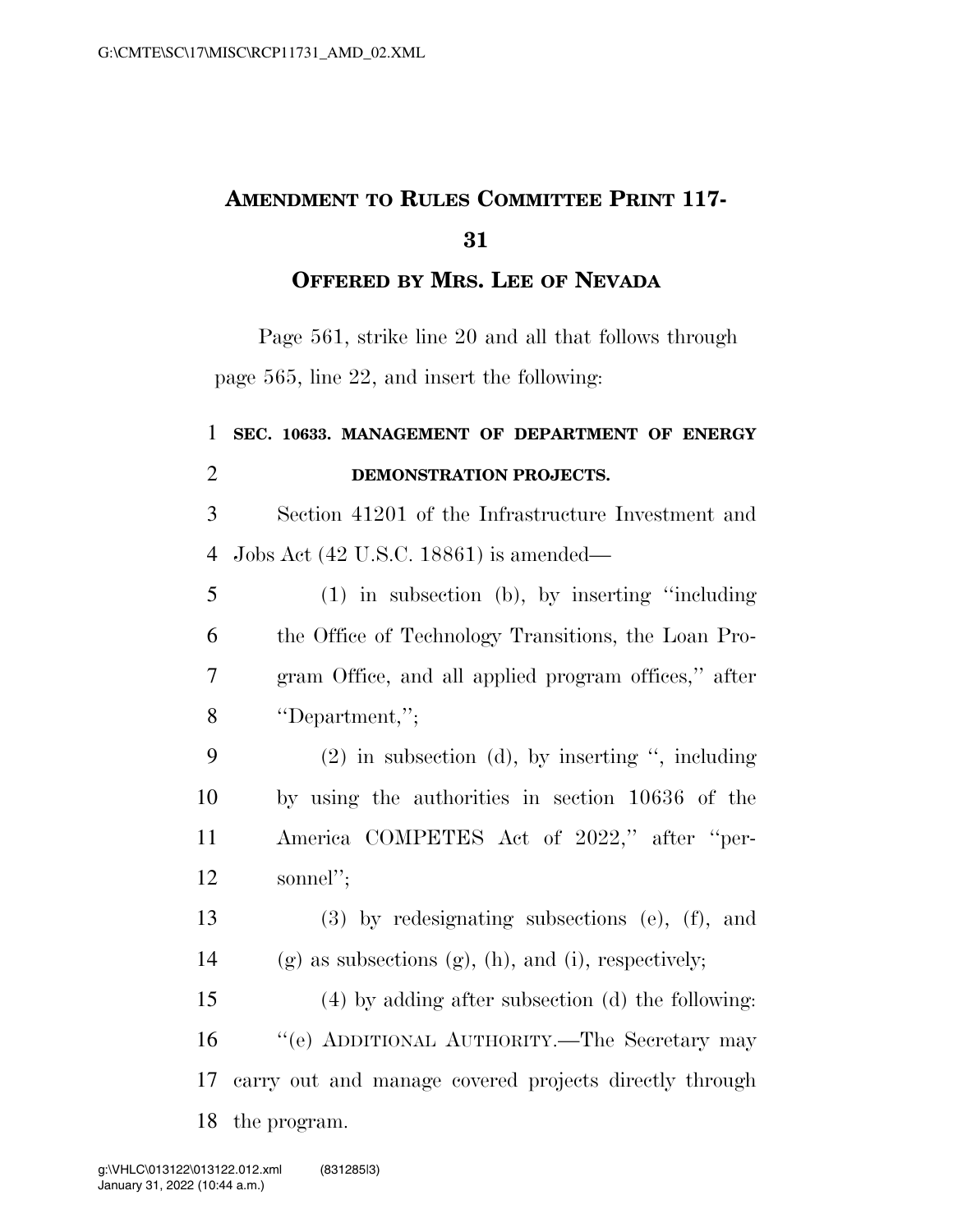# AMENDMENT TO RULES COMMITTEE PRINT 117-31

## OFFERED BY MRS. LEE OF NEVADA

Page 561, strike line 20 and all that follows through page 565, line 22, and insert the following:

**SEC. 10633. MANAGEMENT OF DEPARTMENT OF ENERGY DEMONSTRATION PROJECTS.**

Section 41201 of the Infrastructure Investment and Jobs Act (42 U.S.C. 18861) is amended—

(1) in subsection (b), by inserting "including the Office of Technology Transitions, the Loan Program Office, and all applied program offices," after "Department,";

(2) in subsection (d), by inserting ", including by using the authorities in section 10636 of the America COMPETES Act of 2022," after "personnel";

(3) by redesignating subsections (e), (f), and (g) as subsections (g), (h), and (i), respectively;

(4) by adding after subsection (d) the following:

"(e) ADDITIONAL AUTHORITY.—The Secretary may carry out and manage covered projects directly through the program.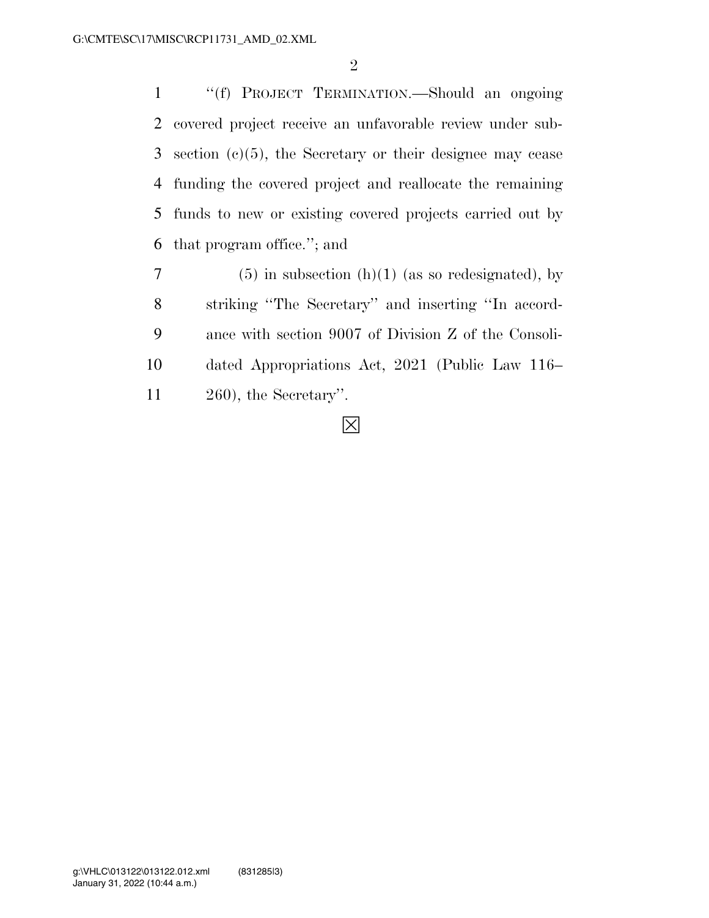"(f) PROJECT TERMINATION.—Should an ongoing covered project receive an unfavorable review under subsection (c)(5), the Secretary or their designee may cease funding the covered project and reallocate the remaining funds to new or existing covered projects carried out by that program office."; and

(5) in subsection (h)(1) (as so redesignated), by striking "The Secretary" and inserting "In accordance with section 9007 of Division Z of the Consolidated Appropriations Act, 2021 (Public Law 116–260), the Secretary".

☒